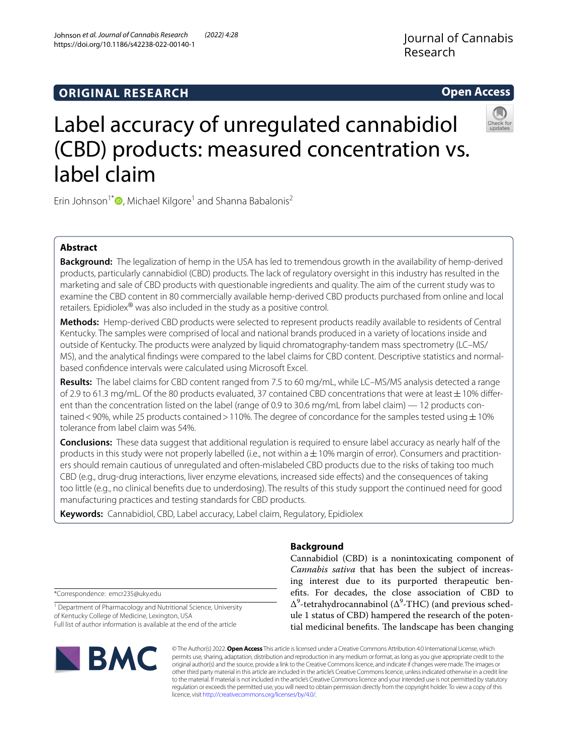ORIGINAL RESEARCH

Open Access

# Label accuracy of unregulated cannabidiol (CBD) products: measured concentration vs. label claim

Erin Johnson[1*], Michael Kilgore[1] and Shanna Babalonis[2]

## Abstract

**Background:** The legalization of hemp in the USA has led to tremendous growth in the availability of hemp-derived products, particularly cannabidiol (CBD) products. The lack of regulatory oversight in this industry has resulted in the marketing and sale of CBD products with questionable ingredients and quality. The aim of the current study was to examine the CBD content in 80 commercially available hemp-derived CBD products purchased from online and local retailers. Epidiolex® was also included in the study as a positive control.

**Methods:** Hemp-derived CBD products were selected to represent products readily available to residents of Central Kentucky. The samples were comprised of local and national brands produced in a variety of locations inside and outside of Kentucky. The products were analyzed by liquid chromatography-tandem mass spectrometry (LC–MS/MS), and the analytical findings were compared to the label claims for CBD content. Descriptive statistics and normal-based confidence intervals were calculated using Microsoft Excel.

**Results:** The label claims for CBD content ranged from 7.5 to 60 mg/mL, while LC–MS/MS analysis detected a range of 2.9 to 61.3 mg/mL. Of the 80 products evaluated, 37 contained CBD concentrations that were at least ± 10% different than the concentration listed on the label (range of 0.9 to 30.6 mg/mL from label claim) — 12 products contained < 90%, while 25 products contained > 110%. The degree of concordance for the samples tested using ± 10% tolerance from label claim was 54%.

**Conclusions:** These data suggest that additional regulation is required to ensure label accuracy as nearly half of the products in this study were not properly labelled (i.e., not within a ± 10% margin of error). Consumers and practitioners should remain cautious of unregulated and often-mislabeled CBD products due to the risks of taking too much CBD (e.g., drug-drug interactions, liver enzyme elevations, increased side effects) and the consequences of taking too little (e.g., no clinical benefits due to underdosing). The results of this study support the continued need for good manufacturing practices and testing standards for CBD products.

**Keywords:** Cannabidiol, CBD, Label accuracy, Label claim, Regulatory, Epidiolex

## Background

Cannabidiol (CBD) is a nonintoxicating component of *Cannabis sativa* that has been the subject of increasing interest due to its purported therapeutic benefits. For decades, the close association of CBD to $\Delta^9$-tetrahydrocannabinol ($\Delta^9$-THC) (and previous schedule 1 status of CBD) hampered the research of the potential medicinal benefits. The landscape has been changing

*Correspondence: emcr235@uky.edu

[1] Department of Pharmacology and Nutritional Science, University of Kentucky College of Medicine, Lexington, USA

Full list of author information is available at the end of the article

© The Author(s) 2022. **Open Access** This article is licensed under a Creative Commons Attribution 4.0 International License, which permits use, sharing, adaptation, distribution and reproduction in any medium or format, as long as you give appropriate credit to the original author(s) and the source, provide a link to the Creative Commons licence, and indicate if changes were made. The images or other third party material in this article are included in the article's Creative Commons licence, unless indicated otherwise in a credit line to the material. If material is not included in the article's Creative Commons licence and your intended use is not permitted by statutory regulation or exceeds the permitted use, you will need to obtain permission directly from the copyright holder. To view a copy of this licence, visit http://creativecommons.org/licenses/by/4.0/.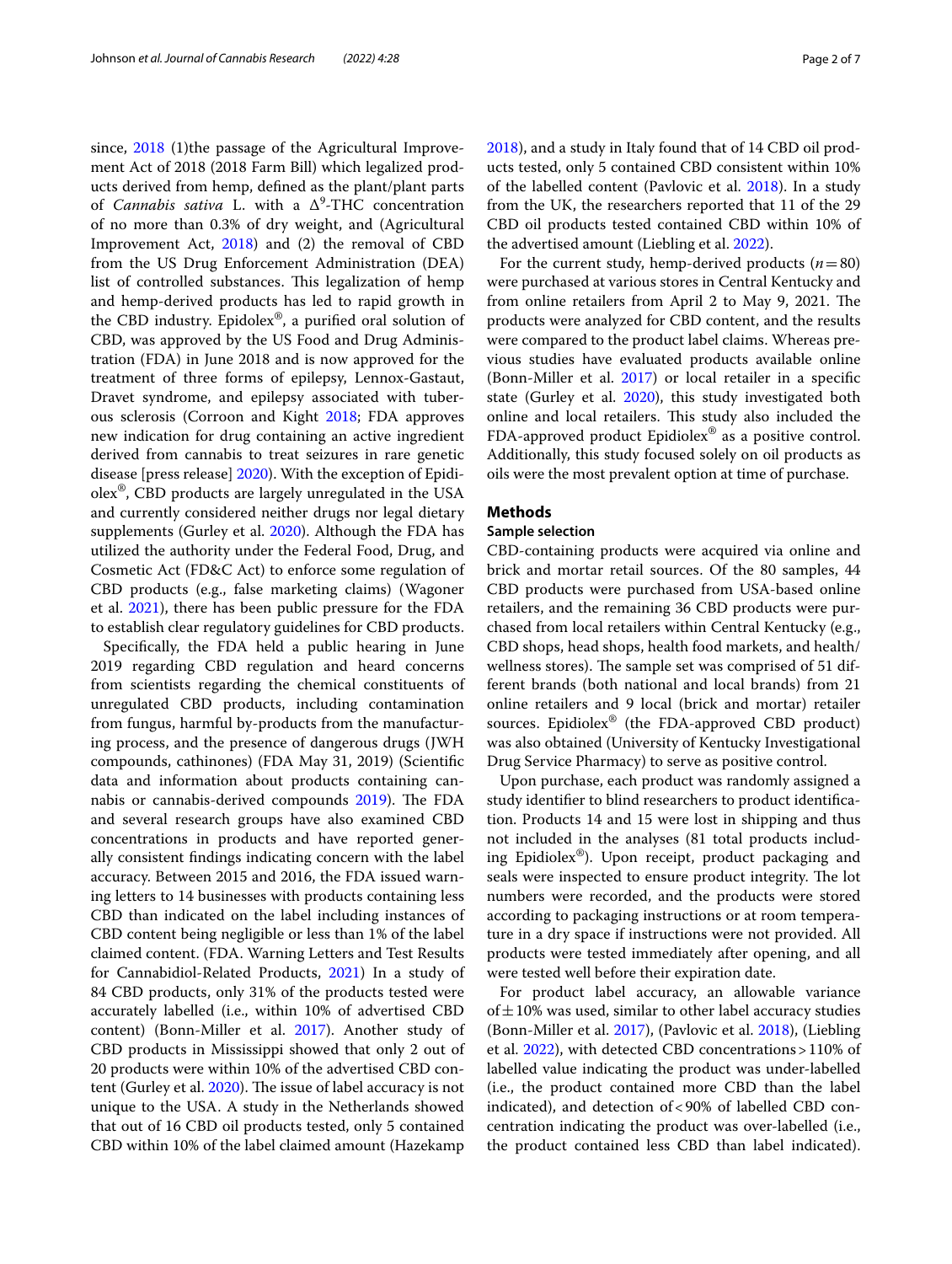since, 2018 (1)the passage of the Agricultural Improvement Act of 2018 (2018 Farm Bill) which legalized products derived from hemp, defined as the plant/plant parts of *Cannabis sativa* L. with a $\Delta^9$-THC concentration of no more than 0.3% of dry weight, and (Agricultural Improvement Act, 2018) and (2) the removal of CBD from the US Drug Enforcement Administration (DEA) list of controlled substances. This legalization of hemp and hemp-derived products has led to rapid growth in the CBD industry. Epidolex®, a purified oral solution of CBD, was approved by the US Food and Drug Administration (FDA) in June 2018 and is now approved for the treatment of three forms of epilepsy, Lennox-Gastaut, Dravet syndrome, and epilepsy associated with tuberous sclerosis (Corroon and Kight 2018; FDA approves new indication for drug containing an active ingredient derived from cannabis to treat seizures in rare genetic disease [press release] 2020). With the exception of Epidiolex®, CBD products are largely unregulated in the USA and currently considered neither drugs nor legal dietary supplements (Gurley et al. 2020). Although the FDA has utilized the authority under the Federal Food, Drug, and Cosmetic Act (FD&C Act) to enforce some regulation of CBD products (e.g., false marketing claims) (Wagoner et al. 2021), there has been public pressure for the FDA to establish clear regulatory guidelines for CBD products.

Specifically, the FDA held a public hearing in June 2019 regarding CBD regulation and heard concerns from scientists regarding the chemical constituents of unregulated CBD products, including contamination from fungus, harmful by-products from the manufacturing process, and the presence of dangerous drugs (JWH compounds, cathinones) (FDA May 31, 2019) (Scientific data and information about products containing cannabis or cannabis-derived compounds 2019). The FDA and several research groups have also examined CBD concentrations in products and have reported generally consistent findings indicating concern with the label accuracy. Between 2015 and 2016, the FDA issued warning letters to 14 businesses with products containing less CBD than indicated on the label including instances of CBD content being negligible or less than 1% of the label claimed content. (FDA. Warning Letters and Test Results for Cannabidiol-Related Products, 2021) In a study of 84 CBD products, only 31% of the products tested were accurately labelled (i.e., within 10% of advertised CBD content) (Bonn-Miller et al. 2017). Another study of CBD products in Mississippi showed that only 2 out of 20 products were within 10% of the advertised CBD content (Gurley et al. 2020). The issue of label accuracy is not unique to the USA. A study in the Netherlands showed that out of 16 CBD oil products tested, only 5 contained CBD within 10% of the label claimed amount (Hazekamp 2018), and a study in Italy found that of 14 CBD oil products tested, only 5 contained CBD consistent within 10% of the labelled content (Pavlovic et al. 2018). In a study from the UK, the researchers reported that 11 of the 29 CBD oil products tested contained CBD within 10% of the advertised amount (Liebling et al. 2022).

For the current study, hemp-derived products ($n = 80$) were purchased at various stores in Central Kentucky and from online retailers from April 2 to May 9, 2021. The products were analyzed for CBD content, and the results were compared to the product label claims. Whereas previous studies have evaluated products available online (Bonn-Miller et al. 2017) or local retailer in a specific state (Gurley et al. 2020), this study investigated both online and local retailers. This study also included the FDA-approved product Epidiolex® as a positive control. Additionally, this study focused solely on oil products as oils were the most prevalent option at time of purchase.

## Methods

### Sample selection

CBD-containing products were acquired via online and brick and mortar retail sources. Of the 80 samples, 44 CBD products were purchased from USA-based online retailers, and the remaining 36 CBD products were purchased from local retailers within Central Kentucky (e.g., CBD shops, head shops, health food markets, and health/wellness stores). The sample set was comprised of 51 different brands (both national and local brands) from 21 online retailers and 9 local (brick and mortar) retailer sources. Epidiolex® (the FDA-approved CBD product) was also obtained (University of Kentucky Investigational Drug Service Pharmacy) to serve as positive control.

Upon purchase, each product was randomly assigned a study identifier to blind researchers to product identification. Products 14 and 15 were lost in shipping and thus not included in the analyses (81 total products including Epidiolex®). Upon receipt, product packaging and seals were inspected to ensure product integrity. The lot numbers were recorded, and the products were stored according to packaging instructions or at room temperature in a dry space if instructions were not provided. All products were tested immediately after opening, and all were tested well before their expiration date.

For product label accuracy, an allowable variance of $\pm 10\%$ was used, similar to other label accuracy studies (Bonn-Miller et al. 2017), (Pavlovic et al. 2018), (Liebling et al. 2022), with detected CBD concentrations > 110% of labelled value indicating the product was under-labelled (i.e., the product contained more CBD than the label indicated), and detection of < 90% of labelled CBD concentration indicating the product was over-labelled (i.e., the product contained less CBD than label indicated).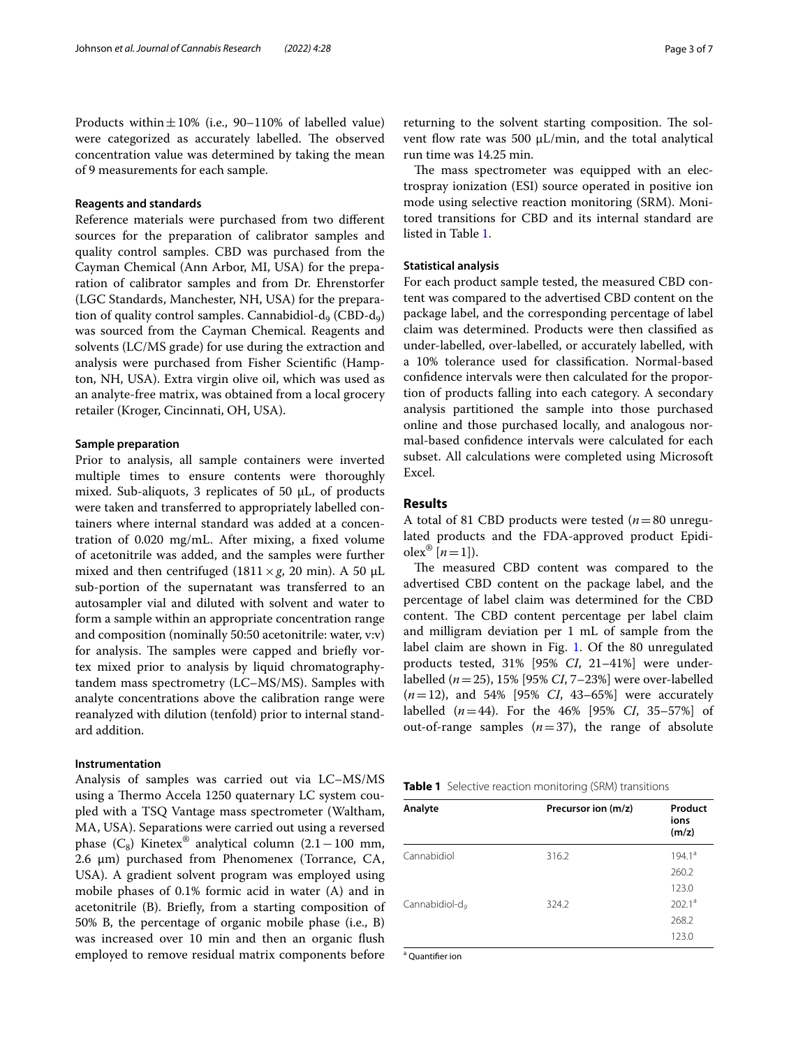Products within ± 10% (i.e., 90–110% of labelled value) were categorized as accurately labelled. The observed concentration value was determined by taking the mean of 9 measurements for each sample.

### Reagents and standards

Reference materials were purchased from two different sources for the preparation of calibrator samples and quality control samples. CBD was purchased from the Cayman Chemical (Ann Arbor, MI, USA) for the preparation of calibrator samples and from Dr. Ehrenstorfer (LGC Standards, Manchester, NH, USA) for the preparation of quality control samples. Cannabidiol-$d_9$ (CBD-$d_9$) was sourced from the Cayman Chemical. Reagents and solvents (LC/MS grade) for use during the extraction and analysis were purchased from Fisher Scientific (Hampton, NH, USA). Extra virgin olive oil, which was used as an analyte-free matrix, was obtained from a local grocery retailer (Kroger, Cincinnati, OH, USA).

### Sample preparation

Prior to analysis, all sample containers were inverted multiple times to ensure contents were thoroughly mixed. Sub-aliquots, 3 replicates of 50 µL, of products were taken and transferred to appropriately labelled containers where internal standard was added at a concentration of 0.020 mg/mL. After mixing, a fixed volume of acetonitrile was added, and the samples were further mixed and then centrifuged (1811 × *g*, 20 min). A 50 µL sub-portion of the supernatant was transferred to an autosampler vial and diluted with solvent and water to form a sample within an appropriate concentration range and composition (nominally 50:50 acetonitrile: water, v:v) for analysis. The samples were capped and briefly vortex mixed prior to analysis by liquid chromatography-tandem mass spectrometry (LC–MS/MS). Samples with analyte concentrations above the calibration range were reanalyzed with dilution (tenfold) prior to internal standard addition.

### Instrumentation

Analysis of samples was carried out via LC–MS/MS using a Thermo Accela 1250 quaternary LC system coupled with a TSQ Vantage mass spectrometer (Waltham, MA, USA). Separations were carried out using a reversed phase ($C_8$) Kinetex® analytical column (2.1 − 100 mm, 2.6 µm) purchased from Phenomenex (Torrance, CA, USA). A gradient solvent program was employed using mobile phases of 0.1% formic acid in water (A) and in acetonitrile (B). Briefly, from a starting composition of 50% B, the percentage of organic mobile phase (i.e., B) was increased over 10 min and then an organic flush employed to remove residual matrix components before returning to the solvent starting composition. The solvent flow rate was 500 µL/min, and the total analytical run time was 14.25 min.

The mass spectrometer was equipped with an electrospray ionization (ESI) source operated in positive ion mode using selective reaction monitoring (SRM). Monitored transitions for CBD and its internal standard are listed in Table 1.

### Statistical analysis

For each product sample tested, the measured CBD content was compared to the advertised CBD content on the package label, and the corresponding percentage of label claim was determined. Products were then classified as under-labelled, over-labelled, or accurately labelled, with a 10% tolerance used for classification. Normal-based confidence intervals were then calculated for the proportion of products falling into each category. A secondary analysis partitioned the sample into those purchased online and those purchased locally, and analogous normal-based confidence intervals were calculated for each subset. All calculations were completed using Microsoft Excel.

## Results

A total of 81 CBD products were tested ($n = 80$ unregulated products and the FDA-approved product Epidiolex® [$n = 1$]).

The measured CBD content was compared to the advertised CBD content on the package label, and the percentage of label claim was determined for the CBD content. The CBD content percentage per label claim and milligram deviation per 1 mL of sample from the label claim are shown in Fig. 1. Of the 80 unregulated products tested, 31% [95% *CI*, 21–41%] were under-labelled ($n = 25$), 15% [95% *CI*, 7–23%] were over-labelled ($n = 12$), and 54% [95% *CI*, 43–65%] were accurately labelled ($n = 44$). For the 46% [95% *CI*, 35–57%] of out-of-range samples ($n = 37$), the range of absolute

**Table 1** Selective reaction monitoring (SRM) transitions

| Analyte | Precursor ion (m/z) | Product ions (m/z) |
|---|---|---|
| Cannabidiol | 316.2 | 194.1[a] |
| | | 260.2 |
| | | 123.0 |
| Cannabidiol-$d_9$ | 324.2 | 202.1[a] |
| | | 268.2 |
| | | 123.0 |

[a] Quantifier ion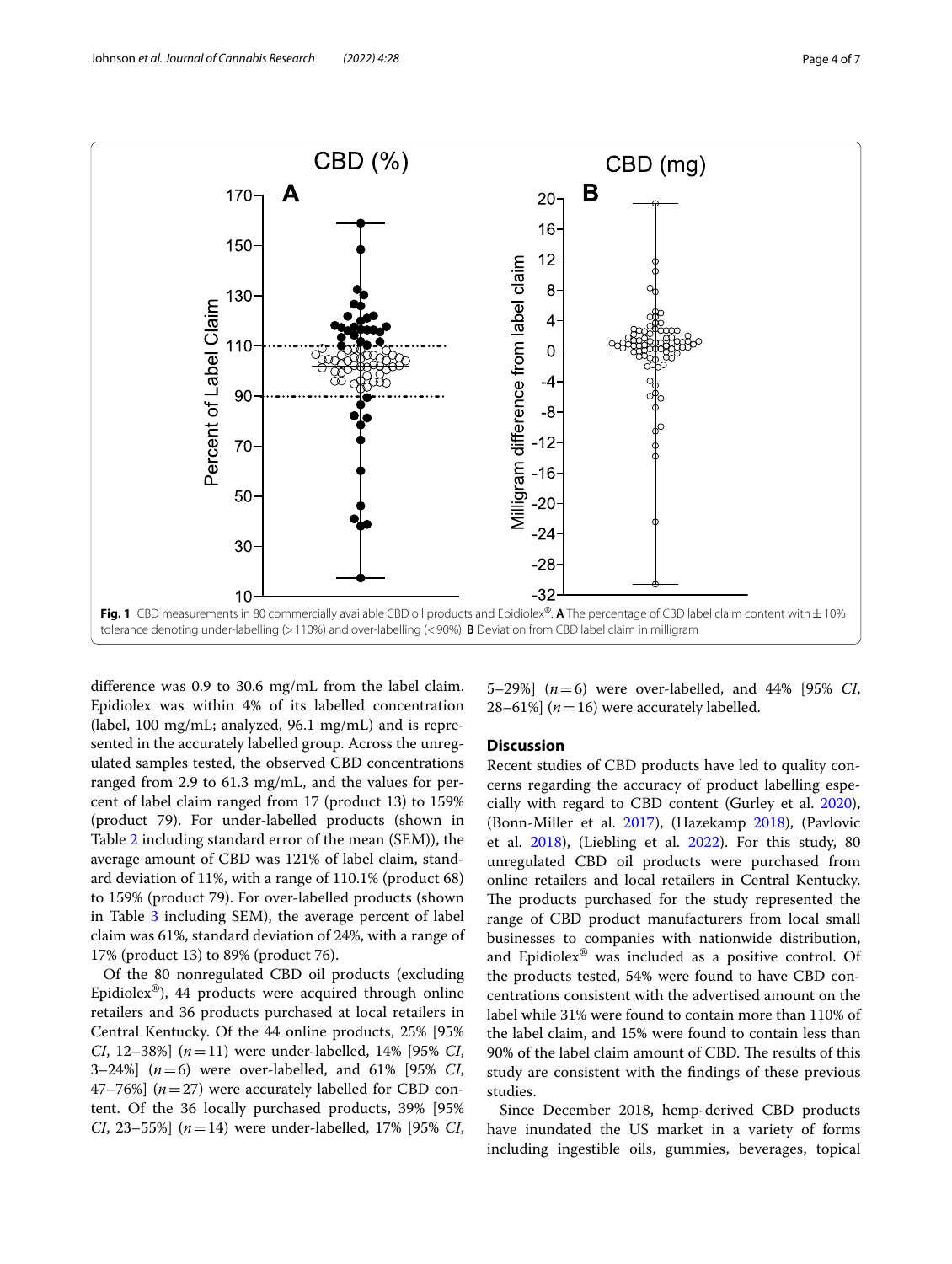**Fig. 1** CBD measurements in 80 commercially available CBD oil products and Epidiolex®. **A** The percentage of CBD label claim content with ± 10% tolerance denoting under-labelling (> 110%) and over-labelling (< 90%). **B** Deviation from CBD label claim in milligram

difference was 0.9 to 30.6 mg/mL from the label claim. Epidiolex was within 4% of its labelled concentration (label, 100 mg/mL; analyzed, 96.1 mg/mL) and is represented in the accurately labelled group. Across the unregulated samples tested, the observed CBD concentrations ranged from 2.9 to 61.3 mg/mL, and the values for percent of label claim ranged from 17 (product 13) to 159% (product 79). For under-labelled products (shown in Table 2 including standard error of the mean (SEM)), the average amount of CBD was 121% of label claim, standard deviation of 11%, with a range of 110.1% (product 68) to 159% (product 79). For over-labelled products (shown in Table 3 including SEM), the average percent of label claim was 61%, standard deviation of 24%, with a range of 17% (product 13) to 89% (product 76).

Of the 80 nonregulated CBD oil products (excluding Epidiolex®), 44 products were acquired through online retailers and 36 products purchased at local retailers in Central Kentucky. Of the 44 online products, 25% [95% *CI*, 12–38%] ($n = 11$) were under-labelled, 14% [95% *CI*, 3–24%] ($n = 6$) were over-labelled, and 61% [95% *CI*, 47–76%] ($n = 27$) were accurately labelled for CBD content. Of the 36 locally purchased products, 39% [95% *CI*, 23–55%] ($n = 14$) were under-labelled, 17% [95% *CI*, 5–29%] ($n = 6$) were over-labelled, and 44% [95% *CI*, 28–61%] ($n = 16$) were accurately labelled.

## Discussion

Recent studies of CBD products have led to quality concerns regarding the accuracy of product labelling especially with regard to CBD content (Gurley et al. 2020), (Bonn-Miller et al. 2017), (Hazekamp 2018), (Pavlovic et al. 2018), (Liebling et al. 2022). For this study, 80 unregulated CBD oil products were purchased from online retailers and local retailers in Central Kentucky. The products purchased for the study represented the range of CBD product manufacturers from local small businesses to companies with nationwide distribution, and Epidiolex® was included as a positive control. Of the products tested, 54% were found to have CBD concentrations consistent with the advertised amount on the label while 31% were found to contain more than 110% of the label claim, and 15% were found to contain less than 90% of the label claim amount of CBD. The results of this study are consistent with the findings of these previous studies.

Since December 2018, hemp-derived CBD products have inundated the US market in a variety of forms including ingestible oils, gummies, beverages, topical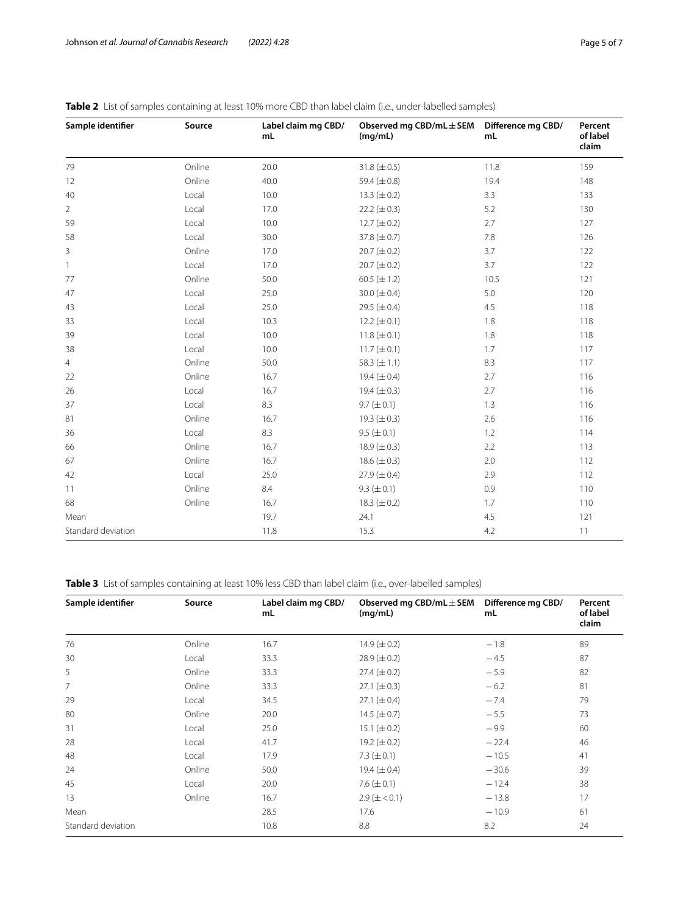**Table 2** List of samples containing at least 10% more CBD than label claim (i.e., under-labelled samples)

| Sample identifier | Source | Label claim mg CBD/mL | Observed mg CBD/mL ± SEM (mg/mL) | Difference mg CBD/mL | Percent of label claim |
|---|---|---|---|---|---|
| 79 | Online | 20.0 | 31.8 (±0.5) | 11.8 | 159 |
| 12 | Online | 40.0 | 59.4 (±0.8) | 19.4 | 148 |
| 40 | Local | 10.0 | 13.3 (±0.2) | 3.3 | 133 |
| 2 | Local | 17.0 | 22.2 (±0.3) | 5.2 | 130 |
| 59 | Local | 10.0 | 12.7 (±0.2) | 2.7 | 127 |
| 58 | Local | 30.0 | 37.8 (±0.7) | 7.8 | 126 |
| 3 | Online | 17.0 | 20.7 (±0.2) | 3.7 | 122 |
| 1 | Local | 17.0 | 20.7 (±0.2) | 3.7 | 122 |
| 77 | Online | 50.0 | 60.5 (±1.2) | 10.5 | 121 |
| 47 | Local | 25.0 | 30.0 (±0.4) | 5.0 | 120 |
| 43 | Local | 25.0 | 29.5 (±0.4) | 4.5 | 118 |
| 33 | Local | 10.3 | 12.2 (±0.1) | 1.8 | 118 |
| 39 | Local | 10.0 | 11.8 (±0.1) | 1.8 | 118 |
| 38 | Local | 10.0 | 11.7 (±0.1) | 1.7 | 117 |
| 4 | Online | 50.0 | 58.3 (±1.1) | 8.3 | 117 |
| 22 | Online | 16.7 | 19.4 (±0.4) | 2.7 | 116 |
| 26 | Local | 16.7 | 19.4 (±0.3) | 2.7 | 116 |
| 37 | Local | 8.3 | 9.7 (±0.1) | 1.3 | 116 |
| 81 | Online | 16.7 | 19.3 (±0.3) | 2.6 | 116 |
| 36 | Local | 8.3 | 9.5 (±0.1) | 1.2 | 114 |
| 66 | Online | 16.7 | 18.9 (±0.3) | 2.2 | 113 |
| 67 | Online | 16.7 | 18.6 (±0.3) | 2.0 | 112 |
| 42 | Local | 25.0 | 27.9 (±0.4) | 2.9 | 112 |
| 11 | Online | 8.4 | 9.3 (±0.1) | 0.9 | 110 |
| 68 | Online | 16.7 | 18.3 (±0.2) | 1.7 | 110 |
| Mean | | 19.7 | 24.1 | 4.5 | 121 |
| Standard deviation | | 11.8 | 15.3 | 4.2 | 11 |

**Table 3** List of samples containing at least 10% less CBD than label claim (i.e., over-labelled samples)

| Sample identifier | Source | Label claim mg CBD/mL | Observed mg CBD/mL ± SEM (mg/mL) | Difference mg CBD/mL | Percent of label claim |
|---|---|---|---|---|---|
| 76 | Online | 16.7 | 14.9 (±0.2) | −1.8 | 89 |
| 30 | Local | 33.3 | 28.9 (±0.2) | −4.5 | 87 |
| 5 | Online | 33.3 | 27.4 (±0.2) | −5.9 | 82 |
| 7 | Online | 33.3 | 27.1 (±0.3) | −6.2 | 81 |
| 29 | Local | 34.5 | 27.1 (±0.4) | −7.4 | 79 |
| 80 | Online | 20.0 | 14.5 (±0.7) | −5.5 | 73 |
| 31 | Local | 25.0 | 15.1 (±0.2) | −9.9 | 60 |
| 28 | Local | 41.7 | 19.2 (±0.2) | −22.4 | 46 |
| 48 | Local | 17.9 | 7.3 (±0.1) | −10.5 | 41 |
| 24 | Online | 50.0 | 19.4 (±0.4) | −30.6 | 39 |
| 45 | Local | 20.0 | 7.6 (±0.1) | −12.4 | 38 |
| 13 | Online | 16.7 | 2.9 (± < 0.1) | −13.8 | 17 |
| Mean | | 28.5 | 17.6 | −10.9 | 61 |
| Standard deviation | | 10.8 | 8.8 | 8.2 | 24 |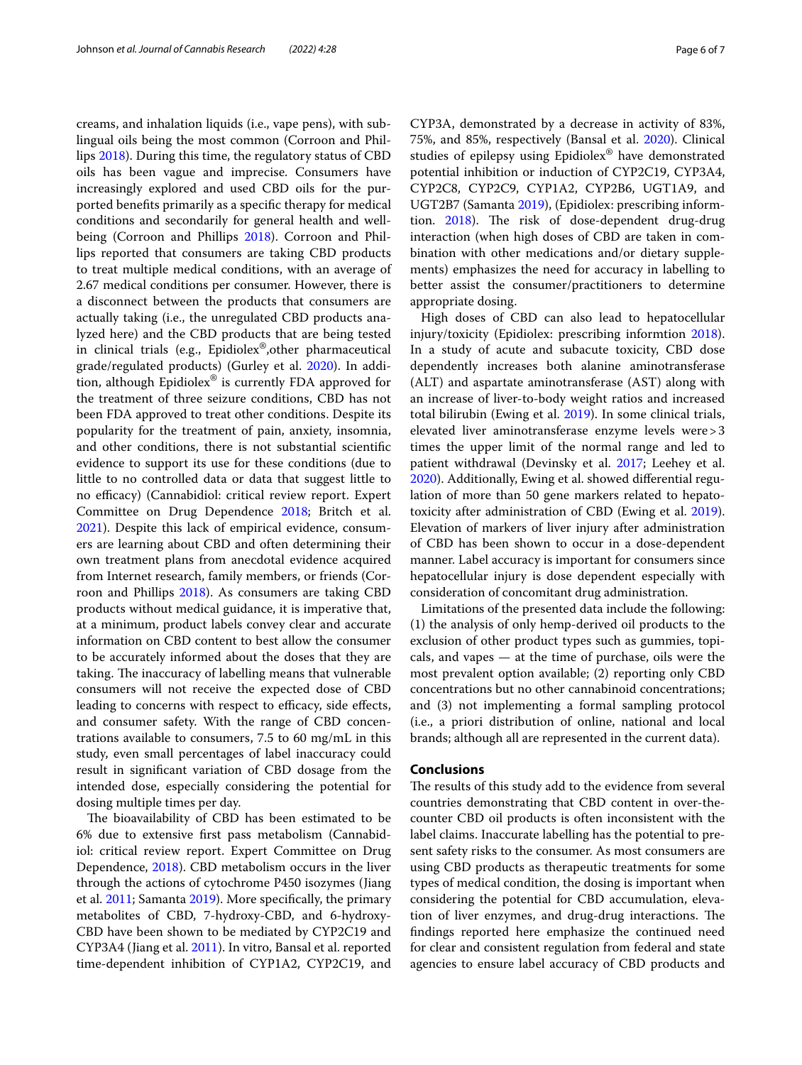creams, and inhalation liquids (i.e., vape pens), with sublingual oils being the most common (Corroon and Phillips 2018). During this time, the regulatory status of CBD oils has been vague and imprecise. Consumers have increasingly explored and used CBD oils for the purported benefits primarily as a specific therapy for medical conditions and secondarily for general health and well-being (Corroon and Phillips 2018). Corroon and Phillips reported that consumers are taking CBD products to treat multiple medical conditions, with an average of 2.67 medical conditions per consumer. However, there is a disconnect between the products that consumers are actually taking (i.e., the unregulated CBD products analyzed here) and the CBD products that are being tested in clinical trials (e.g., Epidiolex®,other pharmaceutical grade/regulated products) (Gurley et al. 2020). In addition, although Epidiolex® is currently FDA approved for the treatment of three seizure conditions, CBD has not been FDA approved to treat other conditions. Despite its popularity for the treatment of pain, anxiety, insomnia, and other conditions, there is not substantial scientific evidence to support its use for these conditions (due to little to no controlled data or data that suggest little to no efficacy) (Cannabidiol: critical review report. Expert Committee on Drug Dependence 2018; Britch et al. 2021). Despite this lack of empirical evidence, consumers are learning about CBD and often determining their own treatment plans from anecdotal evidence acquired from Internet research, family members, or friends (Corroon and Phillips 2018). As consumers are taking CBD products without medical guidance, it is imperative that, at a minimum, product labels convey clear and accurate information on CBD content to best allow the consumer to be accurately informed about the doses that they are taking. The inaccuracy of labelling means that vulnerable consumers will not receive the expected dose of CBD leading to concerns with respect to efficacy, side effects, and consumer safety. With the range of CBD concentrations available to consumers, 7.5 to 60 mg/mL in this study, even small percentages of label inaccuracy could result in significant variation of CBD dosage from the intended dose, especially considering the potential for dosing multiple times per day.

The bioavailability of CBD has been estimated to be 6% due to extensive first pass metabolism (Cannabidiol: critical review report. Expert Committee on Drug Dependence, 2018). CBD metabolism occurs in the liver through the actions of cytochrome P450 isozymes (Jiang et al. 2011; Samanta 2019). More specifically, the primary metabolites of CBD, 7-hydroxy-CBD, and 6-hydroxy-CBD have been shown to be mediated by CYP2C19 and CYP3A4 (Jiang et al. 2011). In vitro, Bansal et al. reported time-dependent inhibition of CYP1A2, CYP2C19, and CYP3A, demonstrated by a decrease in activity of 83%, 75%, and 85%, respectively (Bansal et al. 2020). Clinical studies of epilepsy using Epidiolex® have demonstrated potential inhibition or induction of CYP2C19, CYP3A4, CYP2C8, CYP2C9, CYP1A2, CYP2B6, UGT1A9, and UGT2B7 (Samanta 2019), (Epidiolex: prescribing information. 2018). The risk of dose-dependent drug-drug interaction (when high doses of CBD are taken in combination with other medications and/or dietary supplements) emphasizes the need for accuracy in labelling to better assist the consumer/practitioners to determine appropriate dosing.

High doses of CBD can also lead to hepatocellular injury/toxicity (Epidiolex: prescribing informtion 2018). In a study of acute and subacute toxicity, CBD dose dependently increases both alanine aminotransferase (ALT) and aspartate aminotransferase (AST) along with an increase of liver-to-body weight ratios and increased total bilirubin (Ewing et al. 2019). In some clinical trials, elevated liver aminotransferase enzyme levels were > 3 times the upper limit of the normal range and led to patient withdrawal (Devinsky et al. 2017; Leehey et al. 2020). Additionally, Ewing et al. showed differential regulation of more than 50 gene markers related to hepatotoxicity after administration of CBD (Ewing et al. 2019). Elevation of markers of liver injury after administration of CBD has been shown to occur in a dose-dependent manner. Label accuracy is important for consumers since hepatocellular injury is dose dependent especially with consideration of concomitant drug administration.

Limitations of the presented data include the following: (1) the analysis of only hemp-derived oil products to the exclusion of other product types such as gummies, topicals, and vapes — at the time of purchase, oils were the most prevalent option available; (2) reporting only CBD concentrations but no other cannabinoid concentrations; and (3) not implementing a formal sampling protocol (i.e., a priori distribution of online, national and local brands; although all are represented in the current data).

## Conclusions

The results of this study add to the evidence from several countries demonstrating that CBD content in over-the-counter CBD oil products is often inconsistent with the label claims. Inaccurate labelling has the potential to present safety risks to the consumer. As most consumers are using CBD products as therapeutic treatments for some types of medical condition, the dosing is important when considering the potential for CBD accumulation, elevation of liver enzymes, and drug-drug interactions. The findings reported here emphasize the continued need for clear and consistent regulation from federal and state agencies to ensure label accuracy of CBD products and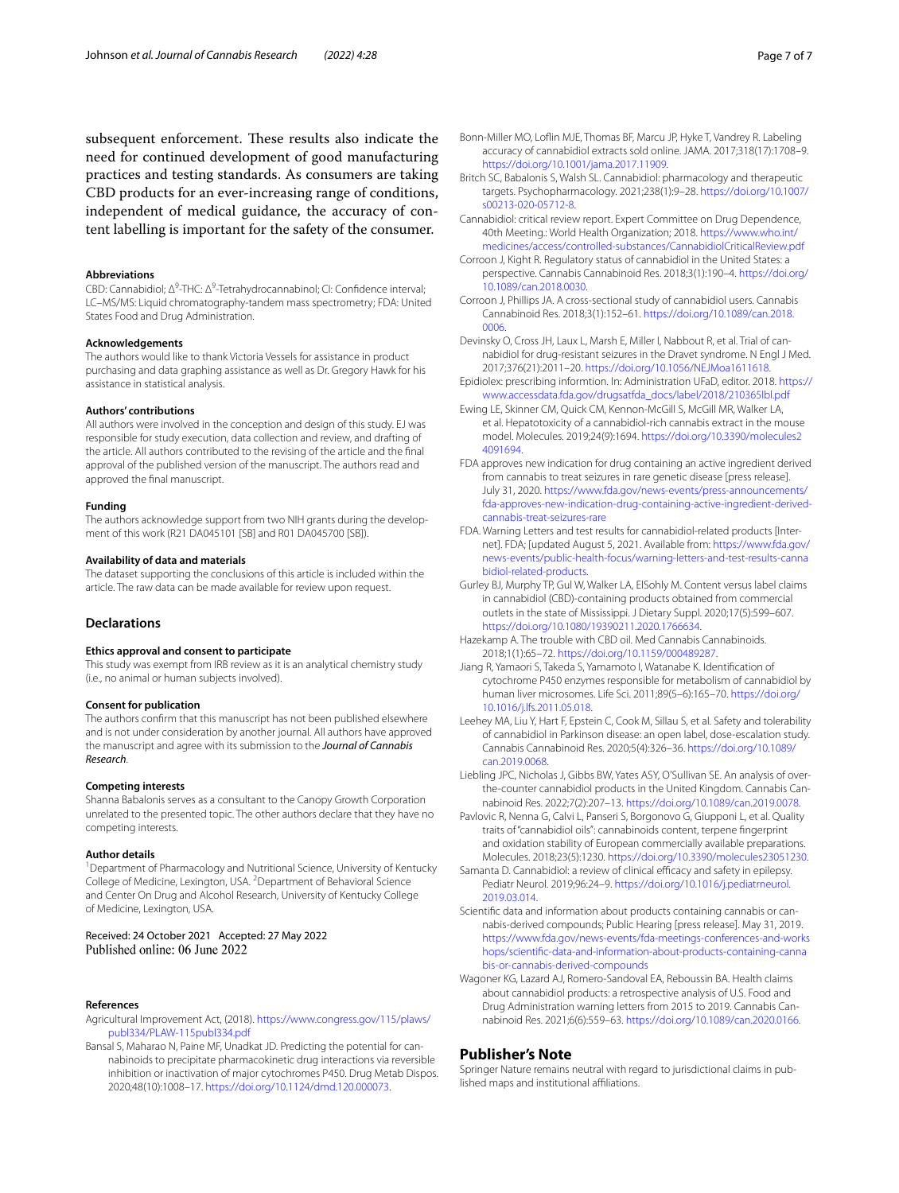subsequent enforcement. These results also indicate the need for continued development of good manufacturing practices and testing standards. As consumers are taking CBD products for an ever-increasing range of conditions, independent of medical guidance, the accuracy of content labelling is important for the safety of the consumer.

#### Abbreviations

CBD: Cannabidiol; $\Delta^9$-THC: $\Delta^9$-Tetrahydrocannabinol; CI: Confidence interval; LC–MS/MS: Liquid chromatography-tandem mass spectrometry; FDA: United States Food and Drug Administration.

#### Acknowledgements

The authors would like to thank Victoria Vessels for assistance in product purchasing and data graphing assistance as well as Dr. Gregory Hawk for his assistance in statistical analysis.

#### Authors' contributions

All authors were involved in the conception and design of this study. EJ was responsible for study execution, data collection and review, and drafting of the article. All authors contributed to the revising of the article and the final approval of the published version of the manuscript. The authors read and approved the final manuscript.

#### Funding

The authors acknowledge support from two NIH grants during the development of this work (R21 DA045101 [SB] and R01 DA045700 [SB]).

#### Availability of data and materials

The dataset supporting the conclusions of this article is included within the article. The raw data can be made available for review upon request.

## Declarations

#### Ethics approval and consent to participate

This study was exempt from IRB review as it is an analytical chemistry study (i.e., no animal or human subjects involved).

#### Consent for publication

The authors confirm that this manuscript has not been published elsewhere and is not under consideration by another journal. All authors have approved the manuscript and agree with its submission to the *Journal of Cannabis Research*.

#### Competing interests

Shanna Babalonis serves as a consultant to the Canopy Growth Corporation unrelated to the presented topic. The other authors declare that they have no competing interests.

#### Author details

[1]Department of Pharmacology and Nutritional Science, University of Kentucky College of Medicine, Lexington, USA. [2]Department of Behavioral Science and Center On Drug and Alcohol Research, University of Kentucky College of Medicine, Lexington, USA.

Received: 24 October 2021 Accepted: 27 May 2022
Published online: 06 June 2022

#### References

Agricultural Improvement Act, (2018). https://www.congress.gov/115/plaws/publ334/PLAW-115publ334.pdf

Bansal S, Maharao N, Paine MF, Unadkat JD. Predicting the potential for cannabinoids to precipitate pharmacokinetic drug interactions via reversible inhibition or inactivation of major cytochromes P450. Drug Metab Dispos. 2020;48(10):1008–17. https://doi.org/10.1124/dmd.120.000073.

Bonn-Miller MO, Loflin MJE, Thomas BF, Marcu JP, Hyke T, Vandrey R. Labeling accuracy of cannabidiol extracts sold online. JAMA. 2017;318(17):1708–9. https://doi.org/10.1001/jama.2017.11909.

Britch SC, Babalonis S, Walsh SL. Cannabidiol: pharmacology and therapeutic targets. Psychopharmacology. 2021;238(1):9–28. https://doi.org/10.1007/s00213-020-05712-8.

Cannabidiol: critical review report. Expert Committee on Drug Dependence, 40th Meeting.: World Health Organization; 2018. https://www.who.int/medicines/access/controlled-substances/CannabidiolCriticalReview.pdf

Corroon J, Kight R. Regulatory status of cannabidiol in the United States: a perspective. Cannabis Cannabinoid Res. 2018;3(1):190–4. https://doi.org/10.1089/can.2018.0030.

Corroon J, Phillips JA. A cross-sectional study of cannabidiol users. Cannabis Cannabinoid Res. 2018;3(1):152–61. https://doi.org/10.1089/can.2018.0006.

Devinsky O, Cross JH, Laux L, Marsh E, Miller I, Nabbout R, et al. Trial of cannabidiol for drug-resistant seizures in the Dravet syndrome. N Engl J Med. 2017;376(21):2011–20. https://doi.org/10.1056/NEJMoa1611618.

Epidiolex: prescribing informtion. In: Administration UFaD, editor. 2018. https://www.accessdata.fda.gov/drugsatfda_docs/label/2018/210365lbl.pdf

Ewing LE, Skinner CM, Quick CM, Kennon-McGill S, McGill MR, Walker LA, et al. Hepatotoxicity of a cannabidiol-rich cannabis extract in the mouse model. Molecules. 2019;24(9):1694. https://doi.org/10.3390/molecules24091694.

FDA approves new indication for drug containing an active ingredient derived from cannabis to treat seizures in rare genetic disease [press release]. July 31, 2020. https://www.fda.gov/news-events/press-announcements/fda-approves-new-indication-drug-containing-active-ingredient-derived-cannabis-treat-seizures-rare

FDA. Warning Letters and test results for cannabidiol-related products [Internet]. FDA; [updated August 5, 2021. Available from: https://www.fda.gov/news-events/public-health-focus/warning-letters-and-test-results-cannabidiol-related-products.

Gurley BJ, Murphy TP, Gul W, Walker LA, ElSohly M. Content versus label claims in cannabidiol (CBD)-containing products obtained from commercial outlets in the state of Mississippi. J Dietary Suppl. 2020;17(5):599–607. https://doi.org/10.1080/19390211.2020.1766634.

Hazekamp A. The trouble with CBD oil. Med Cannabis Cannabinoids. 2018;1(1):65–72. https://doi.org/10.1159/000489287.

Jiang R, Yamaori S, Takeda S, Yamamoto I, Watanabe K. Identification of cytochrome P450 enzymes responsible for metabolism of cannabidiol by human liver microsomes. Life Sci. 2011;89(5–6):165–70. https://doi.org/10.1016/j.lfs.2011.05.018.

Leehey MA, Liu Y, Hart F, Epstein C, Cook M, Sillau S, et al. Safety and tolerability of cannabidiol in Parkinson disease: an open label, dose-escalation study. Cannabis Cannabinoid Res. 2020;5(4):326–36. https://doi.org/10.1089/can.2019.0068.

Liebling JPC, Nicholas J, Gibbs BW, Yates ASY, O'Sullivan SE. An analysis of over-the-counter cannabidiol products in the United Kingdom. Cannabis Cannabinoid Res. 2022;7(2):207–13. https://doi.org/10.1089/can.2019.0078.

Pavlovic R, Nenna G, Calvi L, Panseri S, Borgonovo G, Giupponi L, et al. Quality traits of "cannabidiol oils": cannabinoids content, terpene fingerprint and oxidation stability of European commercially available preparations. Molecules. 2018;23(5):1230. https://doi.org/10.3390/molecules23051230.

Samanta D. Cannabidiol: a review of clinical efficacy and safety in epilepsy. Pediatr Neurol. 2019;96:24–9. https://doi.org/10.1016/j.pediatrneurol.2019.03.014.

Scientific data and information about products containing cannabis or cannabis-derived compounds; Public Hearing [press release]. May 31, 2019. https://www.fda.gov/news-events/fda-meetings-conferences-and-workshops/scientific-data-and-information-about-products-containing-cannabis-or-cannabis-derived-compounds

Wagoner KG, Lazard AJ, Romero-Sandoval EA, Reboussin BA. Health claims about cannabidiol products: a retrospective analysis of U.S. Food and Drug Administration warning letters from 2015 to 2019. Cannabis Cannabinoid Res. 2021;6(6):559–63. https://doi.org/10.1089/can.2020.0166.

## Publisher's Note

Springer Nature remains neutral with regard to jurisdictional claims in published maps and institutional affiliations.